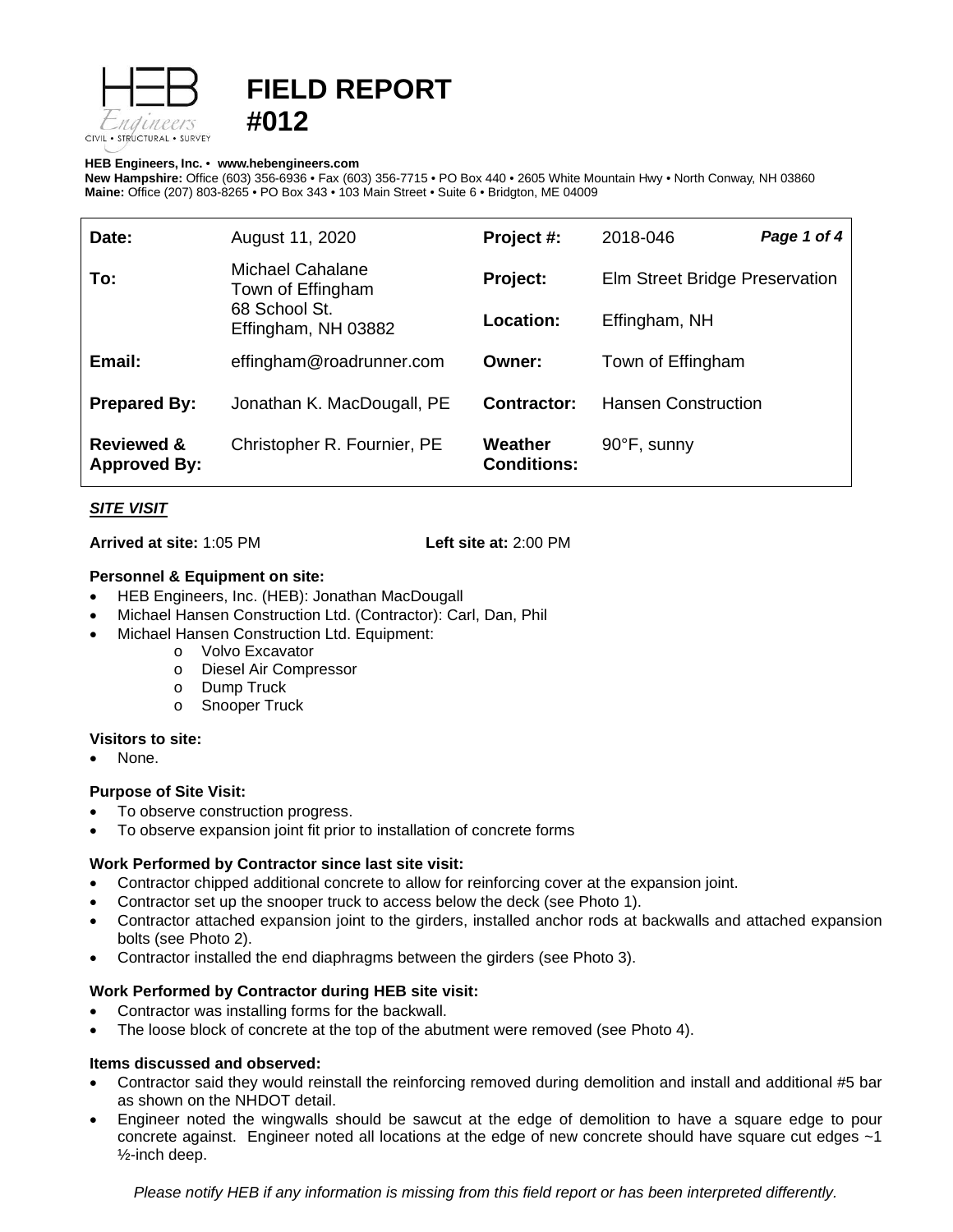# FIELD REPORT #012

**HEB Engineers, Inc.** • **www.hebengineers.com**
**New Hampshire:** Office (603) 356-6936 • Fax (603) 356-7715 • PO Box 440 • 2605 White Mountain Hwy • North Conway, NH 03860
**Maine:** Office (207) 803-8265 • PO Box 343 • 103 Main Street • Suite 6 • Bridgton, ME 04009

| | | | |
|---|---|---|---|
| **Date:** | August 11, 2020 | **Project #:** | 2018-046 |
| **To:** | Michael Cahalane<br>Town of Effingham<br>68 School St.<br>Effingham, NH 03882 | **Project:** | Elm Street Bridge Preservation |
| | | **Location:** | Effingham, NH |
| **Email:** | effingham@roadrunner.com | **Owner:** | Town of Effingham |
| **Prepared By:** | Jonathan K. MacDougall, PE | **Contractor:** | Hansen Construction |
| **Reviewed & Approved By:** | Christopher R. Fournier, PE | **Weather Conditions:** | 90°F, sunny |

***SITE VISIT***

**Arrived at site:** 1:05 PM **Left site at:** 2:00 PM

**Personnel & Equipment on site:**

- HEB Engineers, Inc. (HEB): Jonathan MacDougall
- Michael Hansen Construction Ltd. (Contractor): Carl, Dan, Phil
- Michael Hansen Construction Ltd. Equipment:
  - Volvo Excavator
  - Diesel Air Compressor
  - Dump Truck
  - Snooper Truck

**Visitors to site:**

- None.

**Purpose of Site Visit:**

- To observe construction progress.
- To observe expansion joint fit prior to installation of concrete forms

**Work Performed by Contractor since last site visit:**

- Contractor chipped additional concrete to allow for reinforcing cover at the expansion joint.
- Contractor set up the snooper truck to access below the deck (see Photo 1).
- Contractor attached expansion joint to the girders, installed anchor rods at backwalls and attached expansion bolts (see Photo 2).
- Contractor installed the end diaphragms between the girders (see Photo 3).

**Work Performed by Contractor during HEB site visit:**

- Contractor was installing forms for the backwall.
- The loose block of concrete at the top of the abutment were removed (see Photo 4).

**Items discussed and observed:**

- Contractor said they would reinstall the reinforcing removed during demolition and install and additional #5 bar as shown on the NHDOT detail.
- Engineer noted the wingwalls should be sawcut at the edge of demolition to have a square edge to pour concrete against. Engineer noted all locations at the edge of new concrete should have square cut edges ~1 ½-inch deep.

*Please notify HEB if any information is missing from this field report or has been interpreted differently.*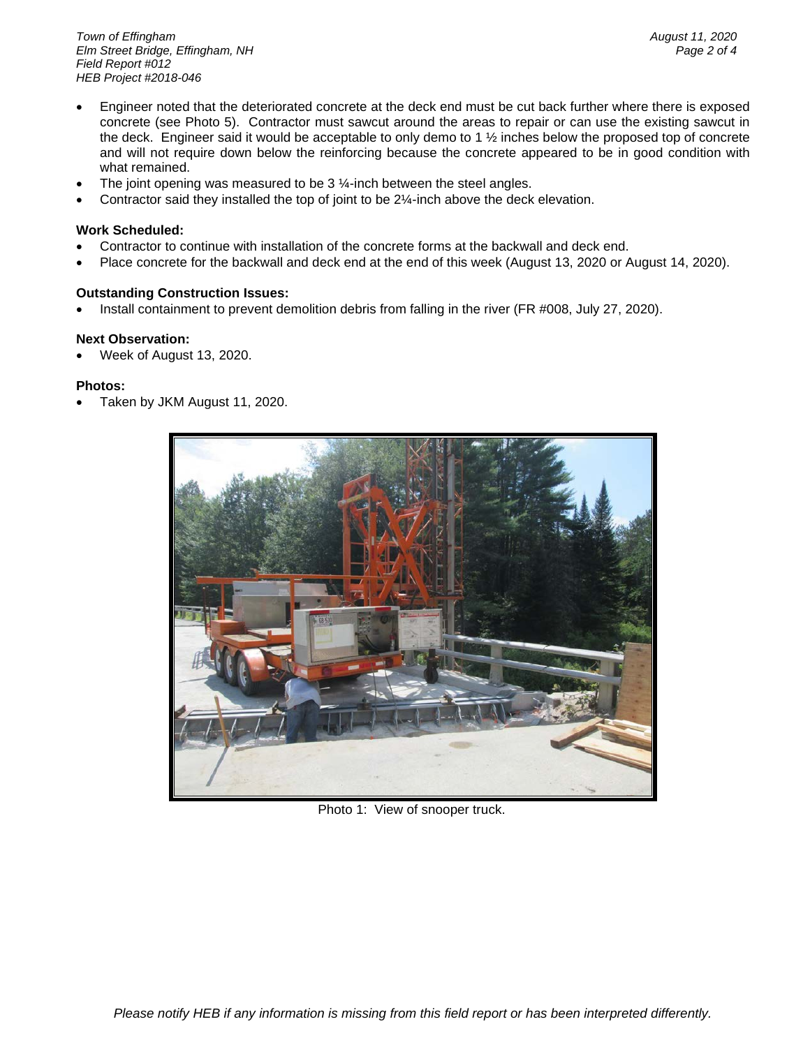- Engineer noted that the deteriorated concrete at the deck end must be cut back further where there is exposed concrete (see Photo 5). Contractor must sawcut around the areas to repair or can use the existing sawcut in the deck. Engineer said it would be acceptable to only demo to 1 ½ inches below the proposed top of concrete and will not require down below the reinforcing because the concrete appeared to be in good condition with what remained.
- The joint opening was measured to be 3 ¼-inch between the steel angles.
- Contractor said they installed the top of joint to be 2¼-inch above the deck elevation.

**Work Scheduled:**

- Contractor to continue with installation of the concrete forms at the backwall and deck end.
- Place concrete for the backwall and deck end at the end of this week (August 13, 2020 or August 14, 2020).

**Outstanding Construction Issues:**

- Install containment to prevent demolition debris from falling in the river (FR #008, July 27, 2020).

**Next Observation:**

- Week of August 13, 2020.

**Photos:**

- Taken by JKM August 11, 2020.

Photo 1: View of snooper truck.

*Please notify HEB if any information is missing from this field report or has been interpreted differently.*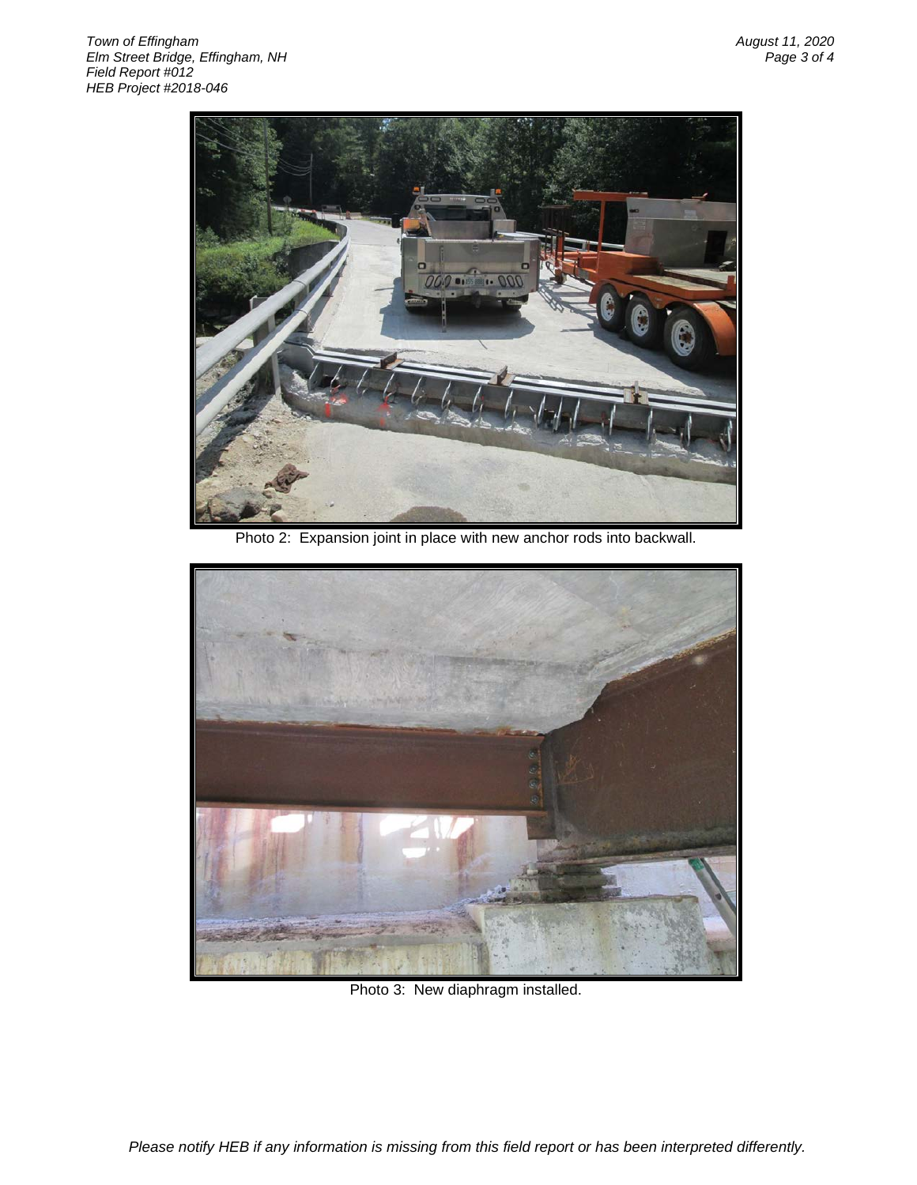Photo 2: Expansion joint in place with new anchor rods into backwall.

Photo 3: New diaphragm installed.

*Please notify HEB if any information is missing from this field report or has been interpreted differently.*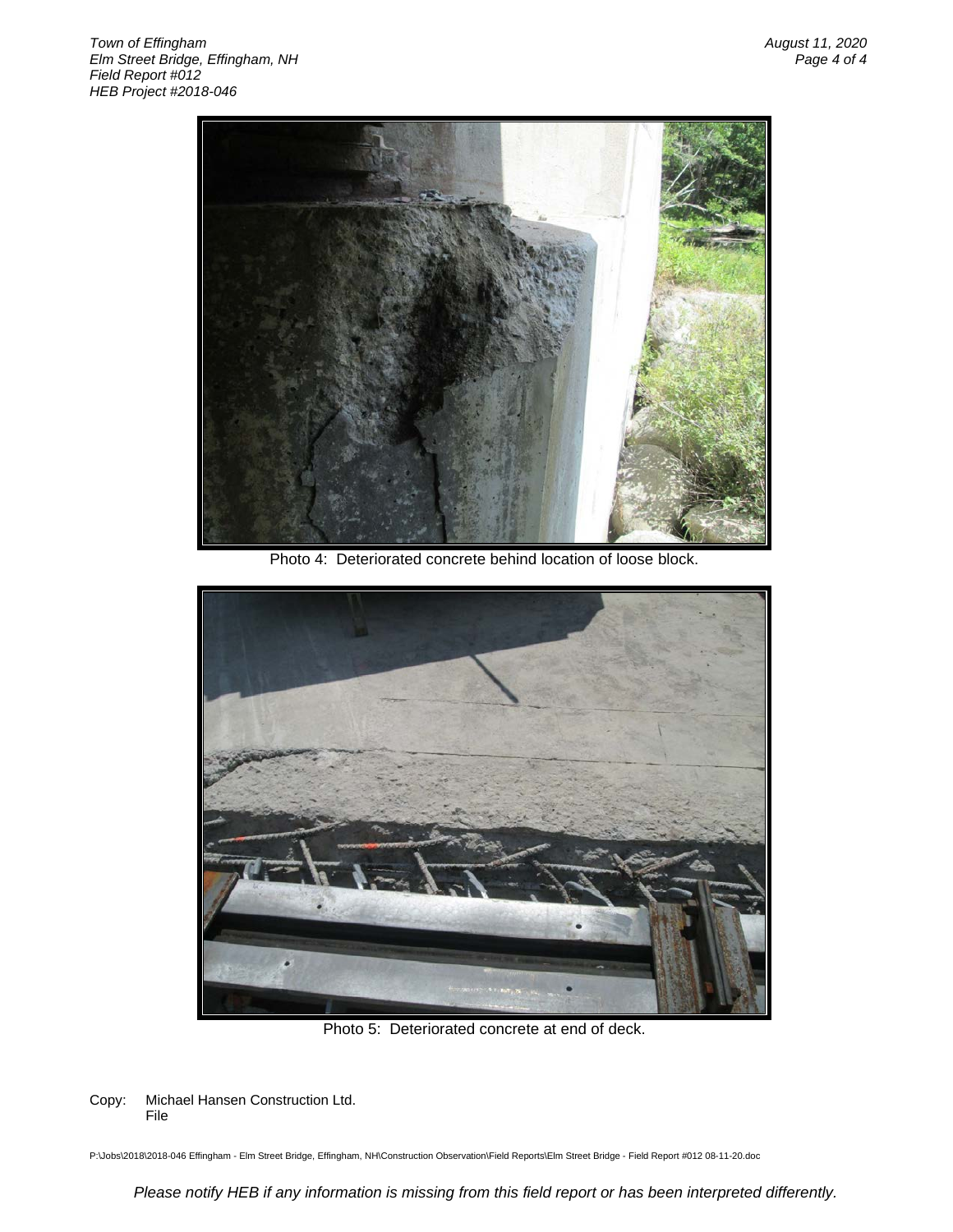Photo 4: Deteriorated concrete behind location of loose block.

Photo 5: Deteriorated concrete at end of deck.

Copy: Michael Hansen Construction Ltd.
File

P:\Jobs\2018\2018-046 Effingham - Elm Street Bridge, Effingham, NH\Construction Observation\Field Reports\Elm Street Bridge - Field Report #012 08-11-20.doc

*Please notify HEB if any information is missing from this field report or has been interpreted differently.*